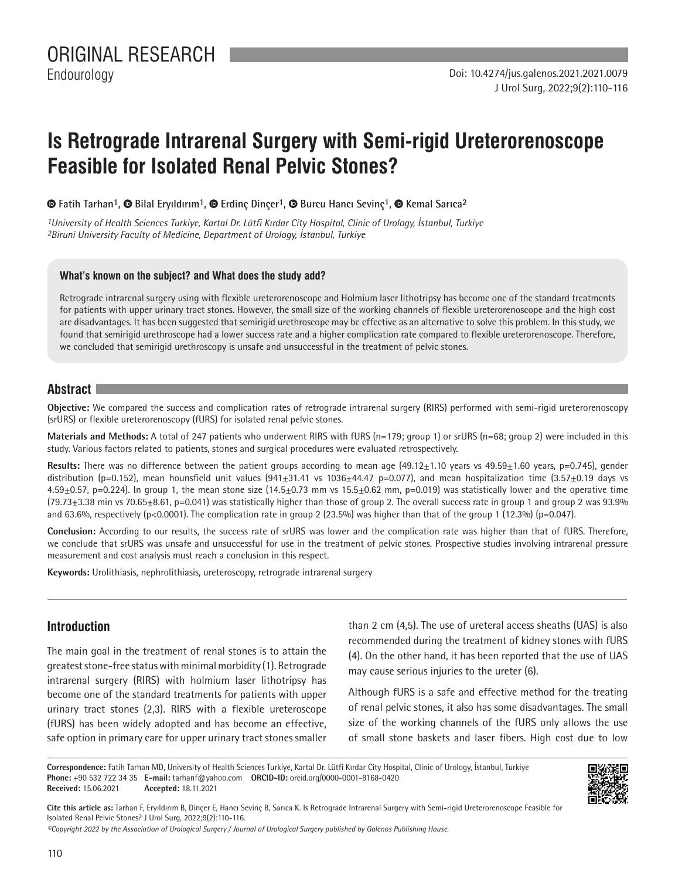ORIGINAL RESEARCH

Endourology

Doi: 10.4274/jus.galenos.2021.2021.0079

# Is Retrograde Intrarenal Surgery with Semi-rigid Ureterorenoscope Feasible for Isolated Renal Pelvic Stones?

Fatih Tarhan[1], Bilal Eryıldırım[1], Erdinç Dinçer[1], Burcu Hancı Sevinç[1], Kemal Sarıca[2]

*[1]University of Health Sciences Turkiye, Kartal Dr. Lütfi Kırdar City Hospital, Clinic of Urology, İstanbul, Turkiye*
*[2]Biruni University Faculty of Medicine, Department of Urology, İstanbul, Turkiye*

**What's known on the subject? and What does the study add?**

Retrograde intrarenal surgery using with flexible ureterorenoscope and Holmium laser lithotripsy has become one of the standard treatments for patients with upper urinary tract stones. However, the small size of the working channels of flexible ureterorenoscope and the high cost are disadvantages. It has been suggested that semirigid urethroscope may be effective as an alternative to solve this problem. In this study, we found that semirigid urethroscope had a lower success rate and a higher complication rate compared to flexible ureterorenoscope. Therefore, we concluded that semirigid urethroscopy is unsafe and unsuccessful in the treatment of pelvic stones.

## Abstract

**Objective:** We compared the success and complication rates of retrograde intrarenal surgery (RIRS) performed with semi-rigid ureterorenoscopy (srURS) or flexible ureterorenoscopy (fURS) for isolated renal pelvic stones.

**Materials and Methods:** A total of 247 patients who underwent RIRS with fURS (n=179; group 1) or srURS (n=68; group 2) were included in this study. Various factors related to patients, stones and surgical procedures were evaluated retrospectively.

**Results:** There was no difference between the patient groups according to mean age (49.12±1.10 years vs 49.59±1.60 years, p=0.745), gender distribution (p=0.152), mean hounsfield unit values (941±31.41 vs 1036±44.47 p=0.077), and mean hospitalization time (3.57±0.19 days vs 4.59±0.57, p=0.224). In group 1, the mean stone size (14.5±0.73 mm vs 15.5±0.62 mm, p=0.019) was statistically lower and the operative time (79.73±3.38 min vs 70.65±8.61, p=0.041) was statistically higher than those of group 2. The overall success rate in group 1 and group 2 was 93.9% and 63.6%, respectively (p<0.0001). The complication rate in group 2 (23.5%) was higher than that of the group 1 (12.3%) (p=0.047).

**Conclusion:** According to our results, the success rate of srURS was lower and the complication rate was higher than that of fURS. Therefore, we conclude that srURS was unsafe and unsuccessful for use in the treatment of pelvic stones. Prospective studies involving intrarenal pressure measurement and cost analysis must reach a conclusion in this respect.

**Keywords:** Urolithiasis, nephrolithiasis, ureteroscopy, retrograde intrarenal surgery

## Introduction

The main goal in the treatment of renal stones is to attain the greatest stone-free status with minimal morbidity (1). Retrograde intrarenal surgery (RIRS) with holmium laser lithotripsy has become one of the standard treatments for patients with upper urinary tract stones (2,3). RIRS with a flexible ureteroscope (fURS) has been widely adopted and has become an effective, safe option in primary care for upper urinary tract stones smaller than 2 cm (4,5). The use of ureteral access sheaths (UAS) is also recommended during the treatment of kidney stones with fURS (4). On the other hand, it has been reported that the use of UAS may cause serious injuries to the ureter (6).

Although fURS is a safe and effective method for the treating of renal pelvic stones, it also has some disadvantages. The small size of the working channels of the fURS only allows the use of small stone baskets and laser fibers. High cost due to low

**Correspondence:** Fatih Tarhan MD, University of Health Sciences Turkiye, Kartal Dr. Lütfi Kırdar City Hospital, Clinic of Urology, İstanbul, Turkiye
**Phone:** +90 532 722 34 35 **E-mail:** tarhanf@yahoo.com **ORCID-ID:** orcid.org/0000-0001-8168-0420
**Received:** 15.06.2021 **Accepted:** 18.11.2021

**Cite this article as:** Tarhan F, Eryıldırım B, Dinçer E, Hancı Sevinç B, Sarıca K. Is Retrograde Intrarenal Surgery with Semi-rigid Ureterorenoscope Feasible for Isolated Renal Pelvic Stones? J Urol Surg, 2022;9(2):110-116.

*©Copyright 2022 by the Association of Urological Surgery / Journal of Urological Surgery published by Galenos Publishing House.*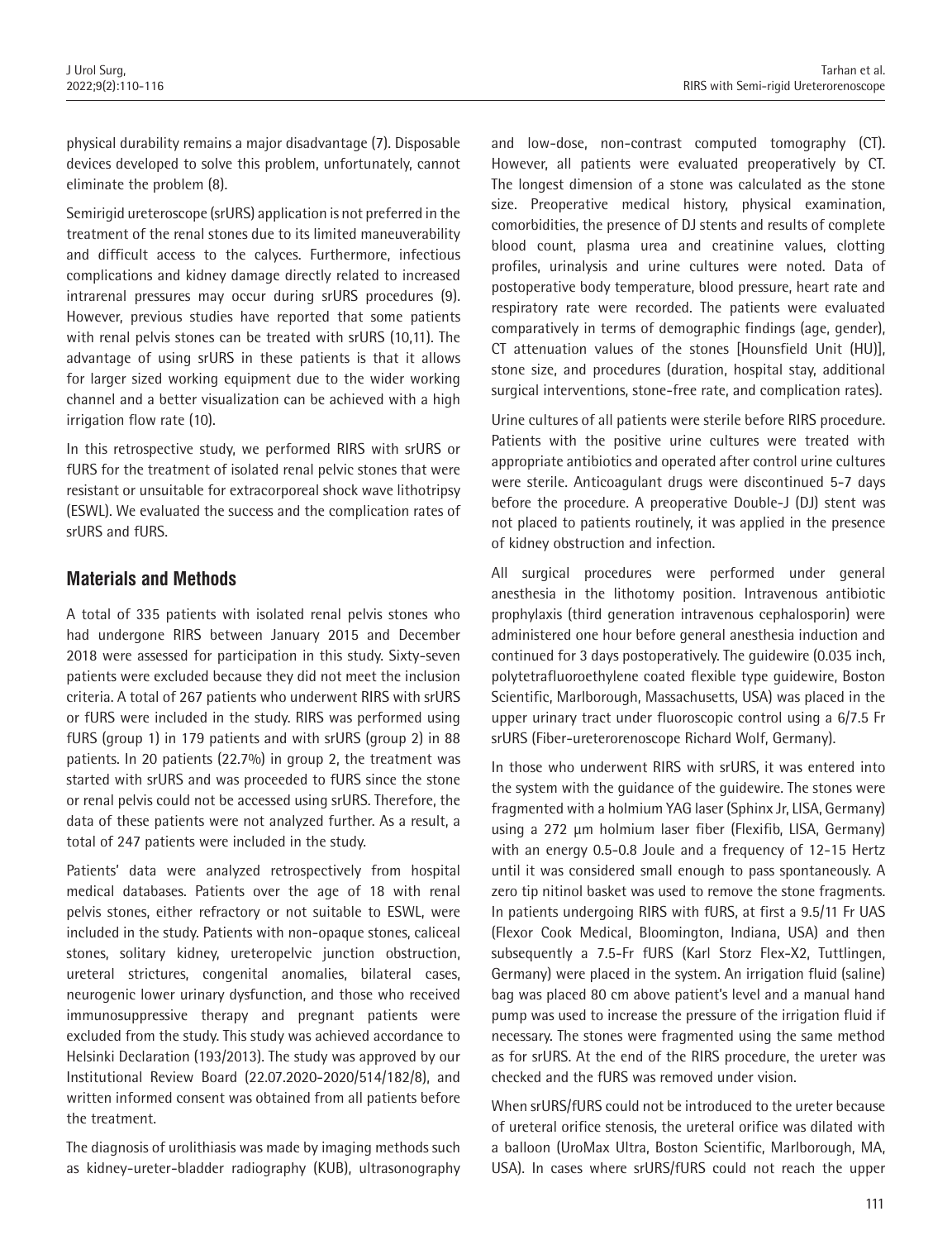physical durability remains a major disadvantage (7). Disposable devices developed to solve this problem, unfortunately, cannot eliminate the problem (8).

Semirigid ureteroscope (srURS) application is not preferred in the treatment of the renal stones due to its limited maneuverability and difficult access to the calyces. Furthermore, infectious complications and kidney damage directly related to increased intrarenal pressures may occur during srURS procedures (9). However, previous studies have reported that some patients with renal pelvis stones can be treated with srURS (10,11). The advantage of using srURS in these patients is that it allows for larger sized working equipment due to the wider working channel and a better visualization can be achieved with a high irrigation flow rate (10).

In this retrospective study, we performed RIRS with srURS or fURS for the treatment of isolated renal pelvic stones that were resistant or unsuitable for extracorporeal shock wave lithotripsy (ESWL). We evaluated the success and the complication rates of srURS and fURS.

## Materials and Methods

A total of 335 patients with isolated renal pelvis stones who had undergone RIRS between January 2015 and December 2018 were assessed for participation in this study. Sixty-seven patients were excluded because they did not meet the inclusion criteria. A total of 267 patients who underwent RIRS with srURS or fURS were included in the study. RIRS was performed using fURS (group 1) in 179 patients and with srURS (group 2) in 88 patients. In 20 patients (22.7%) in group 2, the treatment was started with srURS and was proceeded to fURS since the stone or renal pelvis could not be accessed using srURS. Therefore, the data of these patients were not analyzed further. As a result, a total of 247 patients were included in the study.

Patients' data were analyzed retrospectively from hospital medical databases. Patients over the age of 18 with renal pelvis stones, either refractory or not suitable to ESWL, were included in the study. Patients with non-opaque stones, caliceal stones, solitary kidney, ureteropelvic junction obstruction, ureteral strictures, congenital anomalies, bilateral cases, neurogenic lower urinary dysfunction, and those who received immunosuppressive therapy and pregnant patients were excluded from the study. This study was achieved accordance to Helsinki Declaration (193/2013). The study was approved by our Institutional Review Board (22.07.2020-2020/514/182/8), and written informed consent was obtained from all patients before the treatment.

The diagnosis of urolithiasis was made by imaging methods such as kidney-ureter-bladder radiography (KUB), ultrasonography and low-dose, non-contrast computed tomography (CT). However, all patients were evaluated preoperatively by CT. The longest dimension of a stone was calculated as the stone size. Preoperative medical history, physical examination, comorbidities, the presence of DJ stents and results of complete blood count, plasma urea and creatinine values, clotting profiles, urinalysis and urine cultures were noted. Data of postoperative body temperature, blood pressure, heart rate and respiratory rate were recorded. The patients were evaluated comparatively in terms of demographic findings (age, gender), CT attenuation values of the stones [Hounsfield Unit (HU)], stone size, and procedures (duration, hospital stay, additional surgical interventions, stone-free rate, and complication rates).

Urine cultures of all patients were sterile before RIRS procedure. Patients with the positive urine cultures were treated with appropriate antibiotics and operated after control urine cultures were sterile. Anticoagulant drugs were discontinued 5-7 days before the procedure. A preoperative Double-J (DJ) stent was not placed to patients routinely, it was applied in the presence of kidney obstruction and infection.

All surgical procedures were performed under general anesthesia in the lithotomy position. Intravenous antibiotic prophylaxis (third generation intravenous cephalosporin) were administered one hour before general anesthesia induction and continued for 3 days postoperatively. The guidewire (0.035 inch, polytetrafluoroethylene coated flexible type guidewire, Boston Scientific, Marlborough, Massachusetts, USA) was placed in the upper urinary tract under fluoroscopic control using a 6/7.5 Fr srURS (Fiber-ureterorenoscope Richard Wolf, Germany).

In those who underwent RIRS with srURS, it was entered into the system with the guidance of the guidewire. The stones were fragmented with a holmium YAG laser (Sphinx Jr, LISA, Germany) using a 272 µm holmium laser fiber (Flexifib, LISA, Germany) with an energy 0.5-0.8 Joule and a frequency of 12-15 Hertz until it was considered small enough to pass spontaneously. A zero tip nitinol basket was used to remove the stone fragments. In patients undergoing RIRS with fURS, at first a 9.5/11 Fr UAS (Flexor Cook Medical, Bloomington, Indiana, USA) and then subsequently a 7.5-Fr fURS (Karl Storz Flex-X2, Tuttlingen, Germany) were placed in the system. An irrigation fluid (saline) bag was placed 80 cm above patient's level and a manual hand pump was used to increase the pressure of the irrigation fluid if necessary. The stones were fragmented using the same method as for srURS. At the end of the RIRS procedure, the ureter was checked and the fURS was removed under vision.

When srURS/fURS could not be introduced to the ureter because of ureteral orifice stenosis, the ureteral orifice was dilated with a balloon (UroMax Ultra, Boston Scientific, Marlborough, MA, USA). In cases where srURS/fURS could not reach the upper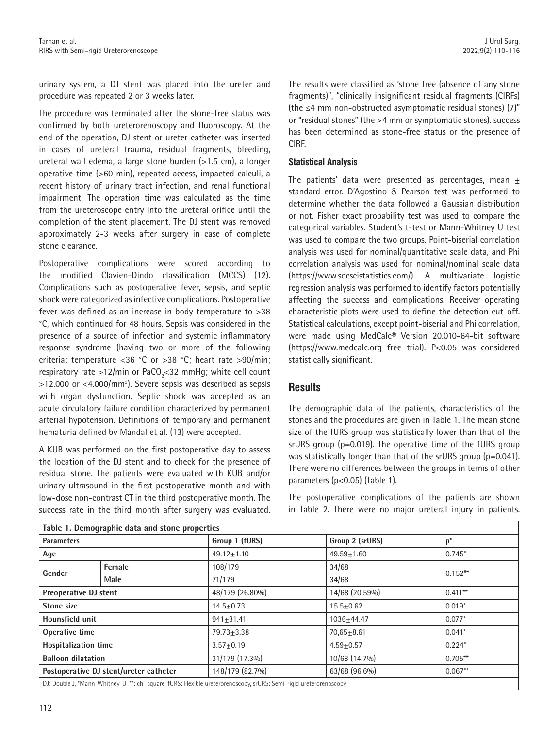urinary system, a DJ stent was placed into the ureter and procedure was repeated 2 or 3 weeks later.

The procedure was terminated after the stone-free status was confirmed by both ureterorenoscopy and fluoroscopy. At the end of the operation, DJ stent or ureter catheter was inserted in cases of ureteral trauma, residual fragments, bleeding, ureteral wall edema, a large stone burden (>1.5 cm), a longer operative time (>60 min), repeated access, impacted calculi, a recent history of urinary tract infection, and renal functional impairment. The operation time was calculated as the time from the ureteroscope entry into the ureteral orifice until the completion of the stent placement. The DJ stent was removed approximately 2-3 weeks after surgery in case of complete stone clearance.

Postoperative complications were scored according to the modified Clavien-Dindo classification (MCCS) (12). Complications such as postoperative fever, sepsis, and septic shock were categorized as infective complications. Postoperative fever was defined as an increase in body temperature to >38 °C, which continued for 48 hours. Sepsis was considered in the presence of a source of infection and systemic inflammatory response syndrome (having two or more of the following criteria: temperature <36 °C or >38 °C; heart rate >90/min; respiratory rate >12/min or $PaCO_2$<32 mmHg; white cell count >12.000 or <4.000/mm$^3$). Severe sepsis was described as sepsis with organ dysfunction. Septic shock was accepted as an acute circulatory failure condition characterized by permanent arterial hypotension. Definitions of temporary and permanent hematuria defined by Mandal et al. (13) were accepted.

A KUB was performed on the first postoperative day to assess the location of the DJ stent and to check for the presence of residual stone. The patients were evaluated with KUB and/or urinary ultrasound in the first postoperative month and with low-dose non-contrast CT in the third postoperative month. The success rate in the third month after surgery was evaluated. The results were classified as 'stone free (absence of any stone fragments)", "clinically insignificant residual fragments (CIRFs) (the ≤4 mm non-obstructed asymptomatic residual stones) (7)" or "residual stones" (the >4 mm or symptomatic stones). success has been determined as stone-free status or the presence of CIRF.

### Statistical Analysis

The patients' data were presented as percentages, mean ± standard error. D'Agostino & Pearson test was performed to determine whether the data followed a Gaussian distribution or not. Fisher exact probability test was used to compare the categorical variables. Student's t-test or Mann-Whitney U test was used to compare the two groups. Point-biserial correlation analysis was used for nominal/quantitative scale data, and Phi correlation analysis was used for nominal/nominal scale data (https://www.socscistatistics.com/). A multivariate logistic regression analysis was performed to identify factors potentially affecting the success and complications. Receiver operating characteristic plots were used to define the detection cut-off. Statistical calculations, except point-biserial and Phi correlation, were made using MedCalc® Version 20.010-64-bit software (https://www.medcalc.org free trial). P<0.05 was considered statistically significant.

## Results

The demographic data of the patients, characteristics of the stones and the procedures are given in Table 1. The mean stone size of the fURS group was statistically lower than that of the srURS group (p=0.019). The operative time of the fURS group was statistically longer than that of the srURS group (p=0.041). There were no differences between the groups in terms of other parameters (p<0.05) (Table 1).

The postoperative complications of the patients are shown in Table 2. There were no major ureteral injury in patients.

**Table 1. Demographic data and stone properties**

| Parameters | | Group 1 (fURS) | Group 2 (srURS) | p* |
|---|---|---|---|---|
| Age | | 49.12±1.10 | 49.59±1.60 | 0.745* |
| Gender | Female | 108/179 | 34/68 | 0.152** |
| | Male | 71/179 | 34/68 | |
| Preoperative DJ stent | | 48/179 (26.80%) | 14/68 (20.59%) | 0.411** |
| Stone size | | 14.5±0.73 | 15.5±0.62 | 0.019* |
| Hounsfield unit | | 941±31.41 | 1036±44.47 | 0.077* |
| Operative time | | 79.73±3.38 | 70,65±8.61 | 0.041* |
| Hospitalization time | | 3.57±0.19 | 4.59±0.57 | 0.224* |
| Balloon dilatation | | 31/179 (17.3%) | 10/68 (14.7%) | 0.705** |
| Postoperative DJ stent/ureter catheter | | 148/179 (82.7%) | 63/68 (96.6%) | 0.067** |

DJ: Double J, *Mann-Whitney-U, **: chi-square, fURS: Flexible ureterorenoscopy, srURS: Semi-rigid ureterorenoscopy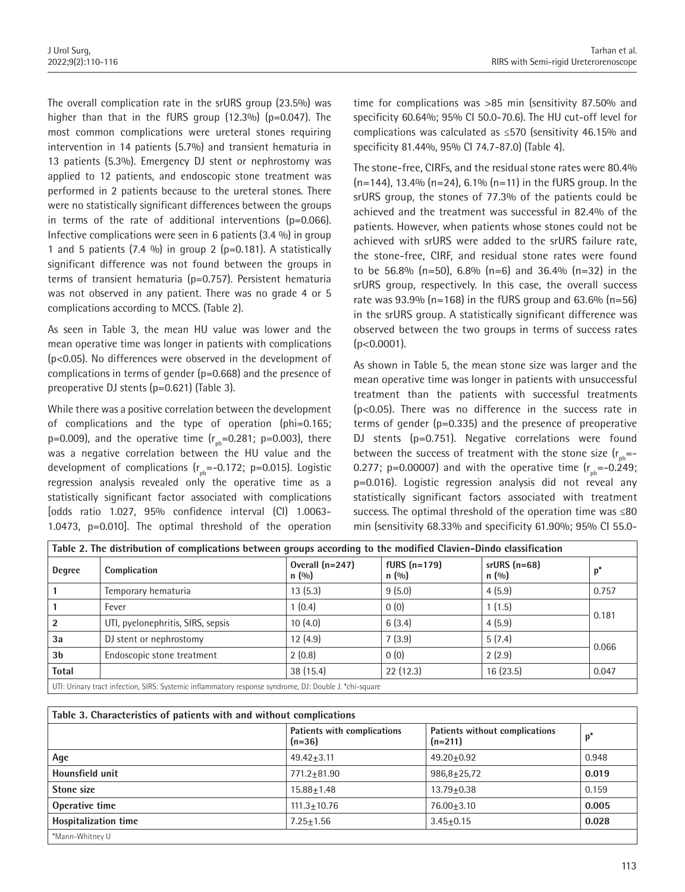The overall complication rate in the srURS group (23.5%) was higher than that in the fURS group (12.3%) (p=0.047). The most common complications were ureteral stones requiring intervention in 14 patients (5.7%) and transient hematuria in 13 patients (5.3%). Emergency DJ stent or nephrostomy was applied to 12 patients, and endoscopic stone treatment was performed in 2 patients because to the ureteral stones. There were no statistically significant differences between the groups in terms of the rate of additional interventions (p=0.066). Infective complications were seen in 6 patients (3.4 %) in group 1 and 5 patients (7.4 %) in group 2 (p=0.181). A statistically significant difference was not found between the groups in terms of transient hematuria (p=0.757). Persistent hematuria was not observed in any patient. There was no grade 4 or 5 complications according to MCCS. (Table 2).

As seen in Table 3, the mean HU value was lower and the mean operative time was longer in patients with complications (p<0.05). No differences were observed in the development of complications in terms of gender (p=0.668) and the presence of preoperative DJ stents (p=0.621) (Table 3).

While there was a positive correlation between the development of complications and the type of operation (phi=0.165; p=0.009), and the operative time ($r_{pb}$=0.281; p=0.003), there was a negative correlation between the HU value and the development of complications ($r_{pb}$=-0.172; p=0.015). Logistic regression analysis revealed only the operative time as a statistically significant factor associated with complications [odds ratio 1.027, 95% confidence interval (CI) 1.0063-1.0473, p=0.010]. The optimal threshold of the operation time for complications was >85 min (sensitivity 87.50% and specificity 60.64%; 95% CI 50.0-70.6). The HU cut-off level for complications was calculated as ≤570 (sensitivity 46.15% and specificity 81.44%, 95% CI 74.7-87.0) (Table 4).

The stone-free, CIRFs, and the residual stone rates were 80.4% (n=144), 13.4% (n=24), 6.1% (n=11) in the fURS group. In the srURS group, the stones of 77.3% of the patients could be achieved and the treatment was successful in 82.4% of the patients. However, when patients whose stones could not be achieved with srURS were added to the srURS failure rate, the stone-free, CIRF, and residual stone rates were found to be 56.8% (n=50), 6.8% (n=6) and 36.4% (n=32) in the srURS group, respectively. In this case, the overall success rate was 93.9% (n=168) in the fURS group and 63.6% (n=56) in the srURS group. A statistically significant difference was observed between the two groups in terms of success rates (p<0.0001).

As shown in Table 5, the mean stone size was larger and the mean operative time was longer in patients with unsuccessful treatment than the patients with successful treatments (p<0.05). There was no difference in the success rate in terms of gender (p=0.335) and the presence of preoperative DJ stents (p=0.751). Negative correlations were found between the success of treatment with the stone size ($r_{pb}$=-0.277; p=0.00007) and with the operative time ($r_{pb}$=-0.249; p=0.016). Logistic regression analysis did not reveal any statistically significant factors associated with treatment success. The optimal threshold of the operation time was ≤80 min (sensitivity 68.33% and specificity 61.90%; 95% CI 55.0-

**Table 2. The distribution of complications between groups according to the modified Clavien-Dindo classification**

| Degree | Complication | Overall (n=247) n (%) | fURS (n=179) n (%) | srURS (n=68) n (%) | p* |
|---|---|---|---|---|---|
| 1 | Temporary hematuria | 13 (5.3) | 9 (5.0) | 4 (5.9) | 0.757 |
| 1 | Fever | 1 (0.4) | 0 (0) | 1 (1.5) | 0.181 |
| 2 | UTI, pyelonephritis, SIRS, sepsis | 10 (4.0) | 6 (3.4) | 4 (5.9) | |
| 3a | DJ stent or nephrostomy | 12 (4.9) | 7 (3.9) | 5 (7.4) | 0.066 |
| 3b | Endoscopic stone treatment | 2 (0.8) | 0 (0) | 2 (2.9) | |
| Total | | 38 (15.4) | 22 (12.3) | 16 (23.5) | 0.047 |

UTI: Urinary tract infection, SIRS: Systemic inflammatory response syndrome, DJ: Double J. *chi-square

**Table 3. Characteristics of patients with and without complications**

| | Patients with complications (n=36) | Patients without complications (n=211) | p* |
|---|---|---|---|
| Age | 49.42±3.11 | 49.20±0.92 | 0.948 |
| Hounsfield unit | 771.2±81.90 | 986,8±25,72 | **0.019** |
| Stone size | 15.88±1.48 | 13.79±0.38 | 0.159 |
| Operative time | 111.3±10.76 | 76.00±3.10 | **0.005** |
| Hospitalization time | 7.25±1.56 | 3.45±0.15 | **0.028** |

*Mann-Whitney U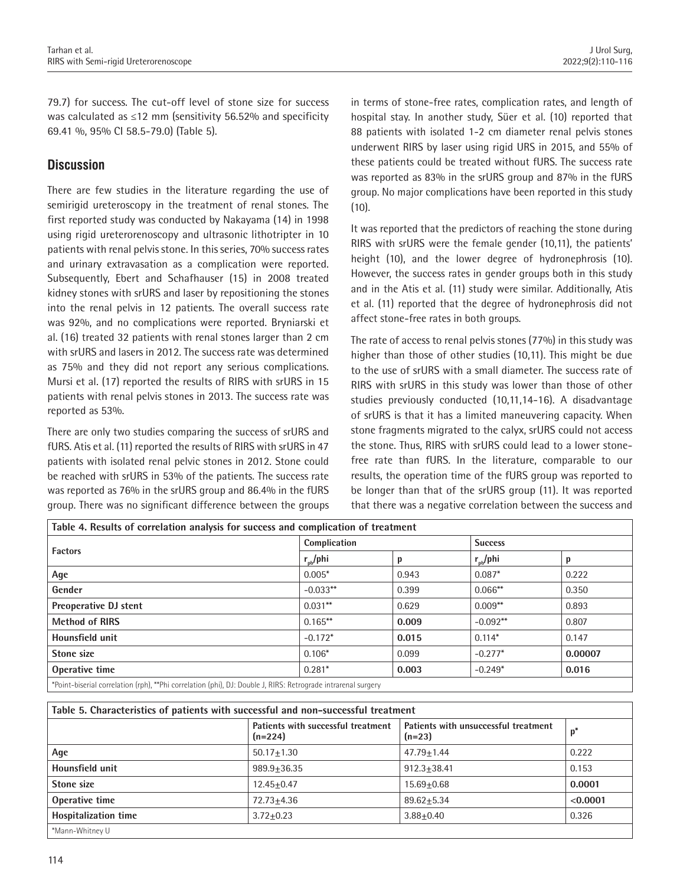79.7) for success. The cut-off level of stone size for success was calculated as ≤12 mm (sensitivity 56.52% and specificity 69.41 %, 95% CI 58.5-79.0) (Table 5).

## Discussion

There are few studies in the literature regarding the use of semirigid ureteroscopy in the treatment of renal stones. The first reported study was conducted by Nakayama (14) in 1998 using rigid ureterorenoscopy and ultrasonic lithotripter in 10 patients with renal pelvis stone. In this series, 70% success rates and urinary extravasation as a complication were reported. Subsequently, Ebert and Schafhauser (15) in 2008 treated kidney stones with srURS and laser by repositioning the stones into the renal pelvis in 12 patients. The overall success rate was 92%, and no complications were reported. Bryniarski et al. (16) treated 32 patients with renal stones larger than 2 cm with srURS and lasers in 2012. The success rate was determined as 75% and they did not report any serious complications. Mursi et al. (17) reported the results of RIRS with srURS in 15 patients with renal pelvis stones in 2013. The success rate was reported as 53%.

There are only two studies comparing the success of srURS and fURS. Atis et al. (11) reported the results of RIRS with srURS in 47 patients with isolated renal pelvic stones in 2012. Stone could be reached with srURS in 53% of the patients. The success rate was reported as 76% in the srURS group and 86.4% in the fURS group. There was no significant difference between the groups in terms of stone-free rates, complication rates, and length of hospital stay. In another study, Süer et al. (10) reported that 88 patients with isolated 1-2 cm diameter renal pelvis stones underwent RIRS by laser using rigid URS in 2015, and 55% of these patients could be treated without fURS. The success rate was reported as 83% in the srURS group and 87% in the fURS group. No major complications have been reported in this study (10).

It was reported that the predictors of reaching the stone during RIRS with srURS were the female gender (10,11), the patients' height (10), and the lower degree of hydronephrosis (10). However, the success rates in gender groups both in this study and in the Atis et al. (11) study were similar. Additionally, Atis et al. (11) reported that the degree of hydronephrosis did not affect stone-free rates in both groups.

The rate of access to renal pelvis stones (77%) in this study was higher than those of other studies (10,11). This might be due to the use of srURS with a small diameter. The success rate of RIRS with srURS in this study was lower than those of other studies previously conducted (10,11,14-16). A disadvantage of srURS is that it has a limited maneuvering capacity. When stone fragments migrated to the calyx, srURS could not access the stone. Thus, RIRS with srURS could lead to a lower stone-free rate than fURS. In the literature, comparable to our results, the operation time of the fURS group was reported to be longer than that of the srURS group (11). It was reported that there was a negative correlation between the success and

**Table 4. Results of correlation analysis for success and complication of treatment**

| Factors | Complication | | Success | |
|---|---|---|---|---|
| | $r_{pb}$/phi | p | $r_{pb}$/phi | p |
| **Age** | 0.005* | 0.943 | 0.087* | 0.222 |
| **Gender** | -0.033** | 0.399 | 0.066** | 0.350 |
| **Preoperative DJ stent** | 0.031** | 0.629 | 0.009** | 0.893 |
| **Method of RIRS** | 0.165** | **0.009** | -0.092** | 0.807 |
| **Hounsfield unit** | -0.172* | **0.015** | 0.114* | 0.147 |
| **Stone size** | 0.106* | 0.099 | -0.277* | **0.00007** |
| **Operative time** | 0.281* | **0.003** | -0.249* | **0.016** |

*Point-biserial correlation (rph), **Phi correlation (phi), DJ: Double J, RIRS: Retrograde intrarenal surgery

**Table 5. Characteristics of patients with successful and non-successful treatment**

| | Patients with successful treatment (n=224) | Patients with unsuccessful treatment (n=23) | p* |
|---|---|---|---|
| **Age** | 50.17±1.30 | 47.79±1.44 | 0.222 |
| **Hounsfield unit** | 989.9±36.35 | 912.3±38.41 | 0.153 |
| **Stone size** | 12.45±0.47 | 15.69±0.68 | **0.0001** |
| **Operative time** | 72.73±4.36 | 89.62±5.34 | **<0.0001** |
| **Hospitalization time** | 3.72±0.23 | 3.88±0.40 | 0.326 |

*Mann-Whitney U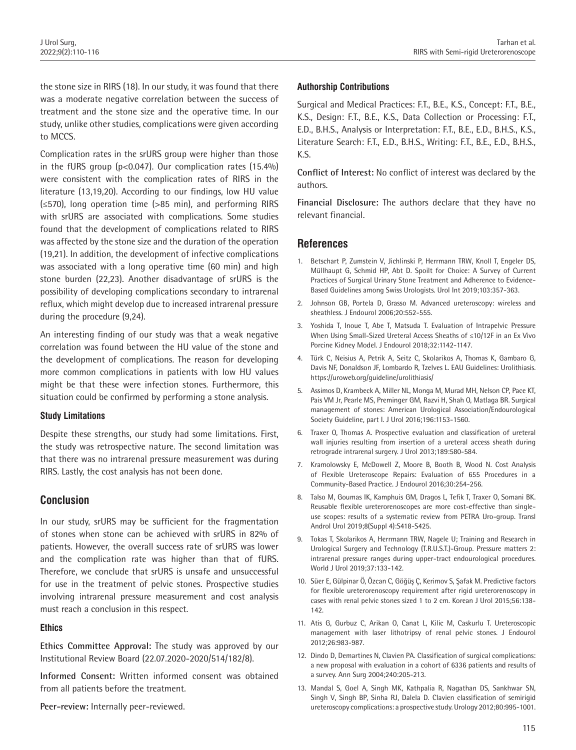the stone size in RIRS (18). In our study, it was found that there was a moderate negative correlation between the success of treatment and the stone size and the operative time. In our study, unlike other studies, complications were given according to MCCS.

Complication rates in the srURS group were higher than those in the fURS group (p<0.047). Our complication rates (15.4%) were consistent with the complication rates of RIRS in the literature (13,19,20). According to our findings, low HU value (≤570), long operation time (>85 min), and performing RIRS with srURS are associated with complications. Some studies found that the development of complications related to RIRS was affected by the stone size and the duration of the operation (19,21). In addition, the development of infective complications was associated with a long operative time (60 min) and high stone burden (22,23). Another disadvantage of srURS is the possibility of developing complications secondary to intrarenal reflux, which might develop due to increased intrarenal pressure during the procedure (9,24).

An interesting finding of our study was that a weak negative correlation was found between the HU value of the stone and the development of complications. The reason for developing more common complications in patients with low HU values might be that these were infection stones. Furthermore, this situation could be confirmed by performing a stone analysis.

### Study Limitations

Despite these strengths, our study had some limitations. First, the study was retrospective nature. The second limitation was that there was no intrarenal pressure measurement was during RIRS. Lastly, the cost analysis has not been done.

## Conclusion

In our study, srURS may be sufficient for the fragmentation of stones when stone can be achieved with srURS in 82% of patients. However, the overall success rate of srURS was lower and the complication rate was higher than that of fURS. Therefore, we conclude that srURS is unsafe and unsuccessful for use in the treatment of pelvic stones. Prospective studies involving intrarenal pressure measurement and cost analysis must reach a conclusion in this respect.

### Ethics

**Ethics Committee Approval:** The study was approved by our Institutional Review Board (22.07.2020-2020/514/182/8).

**Informed Consent:** Written informed consent was obtained from all patients before the treatment.

**Peer-review:** Internally peer-reviewed.

### Authorship Contributions

Surgical and Medical Practices: F.T., B.E., K.S., Concept: F.T., B.E., K.S., Design: F.T., B.E., K.S., Data Collection or Processing: F.T., E.D., B.H.S., Analysis or Interpretation: F.T., B.E., E.D., B.H.S., K.S., Literature Search: F.T., E.D., B.H.S., Writing: F.T., B.E., E.D., B.H.S., K.S.

**Conflict of Interest:** No conflict of interest was declared by the authors.

**Financial Disclosure:** The authors declare that they have no relevant financial.

## References

1. Betschart P, Zumstein V, Jichlinski P, Herrmann TRW, Knoll T, Engeler DS, Müllhaupt G, Schmid HP, Abt D. Spoilt for Choice: A Survey of Current Practices of Surgical Urinary Stone Treatment and Adherence to Evidence-Based Guidelines among Swiss Urologists. Urol Int 2019;103:357-363.
2. Johnson GB, Portela D, Grasso M. Advanced ureteroscopy: wireless and sheathless. J Endourol 2006;20:552-555.
3. Yoshida T, Inoue T, Abe T, Matsuda T. Evaluation of Intrapelvic Pressure When Using Small-Sized Ureteral Access Sheaths of ≤10/12F in an Ex Vivo Porcine Kidney Model. J Endourol 2018;32:1142-1147.
4. Türk C, Neisius A, Petrik A, Seitz C, Skolarikos A, Thomas K, Gambaro G, Davis NF, Donaldson JF, Lombardo R, Tzelves L. EAU Guidelines: Urolithiasis. https://uroweb.org/guideline/urolithiasis/
5. Assimos D, Krambeck A, Miller NL, Monga M, Murad MH, Nelson CP, Pace KT, Pais VM Jr, Pearle MS, Preminger GM, Razvi H, Shah O, Matlaga BR. Surgical management of stones: American Urological Association/Endourological Society Guideline, part I. J Urol 2016;196:1153-1560.
6. Traxer O, Thomas A. Prospective evaluation and classification of ureteral wall injuries resulting from insertion of a ureteral access sheath during retrograde intrarenal surgery. J Urol 2013;189:580-584.
7. Kramolowsky E, McDowell Z, Moore B, Booth B, Wood N. Cost Analysis of Flexible Ureteroscope Repairs: Evaluation of 655 Procedures in a Community-Based Practice. J Endourol 2016;30:254-256.
8. Talso M, Goumas IK, Kamphuis GM, Dragos L, Tefik T, Traxer O, Somani BK. Reusable flexible ureterorenoscopes are more cost-effective than single-use scopes: results of a systematic review from PETRA Uro-group. Transl Androl Urol 2019;8(Suppl 4):S418-S425.
9. Tokas T, Skolarikos A, Herrmann TRW, Nagele U; Training and Research in Urological Surgery and Technology (T.R.U.S.T.)-Group. Pressure matters 2: intrarenal pressure ranges during upper-tract endourological procedures. World J Urol 2019;37:133-142.
10. Süer E, Gülpinar Ö, Özcan C, Göğüş Ç, Kerimov S, Şafak M. Predictive factors for flexible ureterorenoscopy requirement after rigid ureterorenoscopy in cases with renal pelvic stones sized 1 to 2 cm. Korean J Urol 2015;56:138-142.
11. Atis G, Gurbuz C, Arikan O, Canat L, Kilic M, Caskurlu T. Ureteroscopic management with laser lithotripsy of renal pelvic stones. J Endourol 2012;26:983-987.
12. Dindo D, Demartines N, Clavien PA. Classification of surgical complications: a new proposal with evaluation in a cohort of 6336 patients and results of a survey. Ann Surg 2004;240:205-213.
13. Mandal S, Goel A, Singh MK, Kathpalia R, Nagathan DS, Sankhwar SN, Singh V, Singh BP, Sinha RJ, Dalela D. Clavien classification of semirigid ureteroscopy complications: a prospective study. Urology 2012;80:995-1001.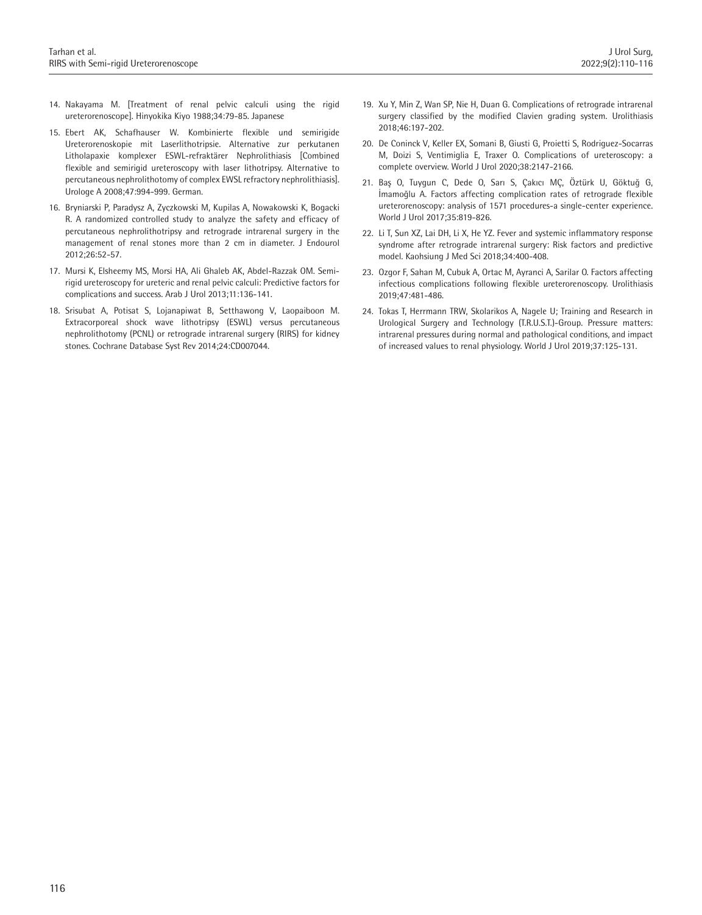14. Nakayama M. [Treatment of renal pelvic calculi using the rigid ureterorenoscope]. Hinyokika Kiyo 1988;34:79-85. Japanese

15. Ebert AK, Schafhauser W. Kombinierte flexible und semirigide Ureterorenoskopie mit Laserlithotripsie. Alternative zur perkutanen Litholapaxie komplexer ESWL-refraktärer Nephrolithiasis [Combined flexible and semirigid ureteroscopy with laser lithotripsy. Alternative to percutaneous nephrolithotomy of complex EWSL refractory nephrolithiasis]. Urologe A 2008;47:994-999. German.

16. Bryniarski P, Paradysz A, Zyczkowski M, Kupilas A, Nowakowski K, Bogacki R. A randomized controlled study to analyze the safety and efficacy of percutaneous nephrolithotripsy and retrograde intrarenal surgery in the management of renal stones more than 2 cm in diameter. J Endourol 2012;26:52-57.

17. Mursi K, Elsheemy MS, Morsi HA, Ali Ghaleb AK, Abdel-Razzak OM. Semi-rigid ureteroscopy for ureteric and renal pelvic calculi: Predictive factors for complications and success. Arab J Urol 2013;11:136-141.

18. Srisubat A, Potisat S, Lojanapiwat B, Setthawong V, Laopaiboon M. Extracorporeal shock wave lithotripsy (ESWL) versus percutaneous nephrolithotomy (PCNL) or retrograde intrarenal surgery (RIRS) for kidney stones. Cochrane Database Syst Rev 2014;24:CD007044.

19. Xu Y, Min Z, Wan SP, Nie H, Duan G. Complications of retrograde intrarenal surgery classified by the modified Clavien grading system. Urolithiasis 2018;46:197-202.

20. De Coninck V, Keller EX, Somani B, Giusti G, Proietti S, Rodriguez-Socarras M, Doizi S, Ventimiglia E, Traxer O. Complications of ureteroscopy: a complete overview. World J Urol 2020;38:2147-2166.

21. Baş O, Tuygun C, Dede O, Sarı S, Çakıcı MÇ, Öztürk U, Göktuğ G, İmamoğlu A. Factors affecting complication rates of retrograde flexible ureterorenoscopy: analysis of 1571 procedures-a single-center experience. World J Urol 2017;35:819-826.

22. Li T, Sun XZ, Lai DH, Li X, He YZ. Fever and systemic inflammatory response syndrome after retrograde intrarenal surgery: Risk factors and predictive model. Kaohsiung J Med Sci 2018;34:400-408.

23. Ozgor F, Sahan M, Cubuk A, Ortac M, Ayranci A, Sarilar O. Factors affecting infectious complications following flexible ureterorenoscopy. Urolithiasis 2019;47:481-486.

24. Tokas T, Herrmann TRW, Skolarikos A, Nagele U; Training and Research in Urological Surgery and Technology (T.R.U.S.T.)-Group. Pressure matters: intrarenal pressures during normal and pathological conditions, and impact of increased values to renal physiology. World J Urol 2019;37:125-131.